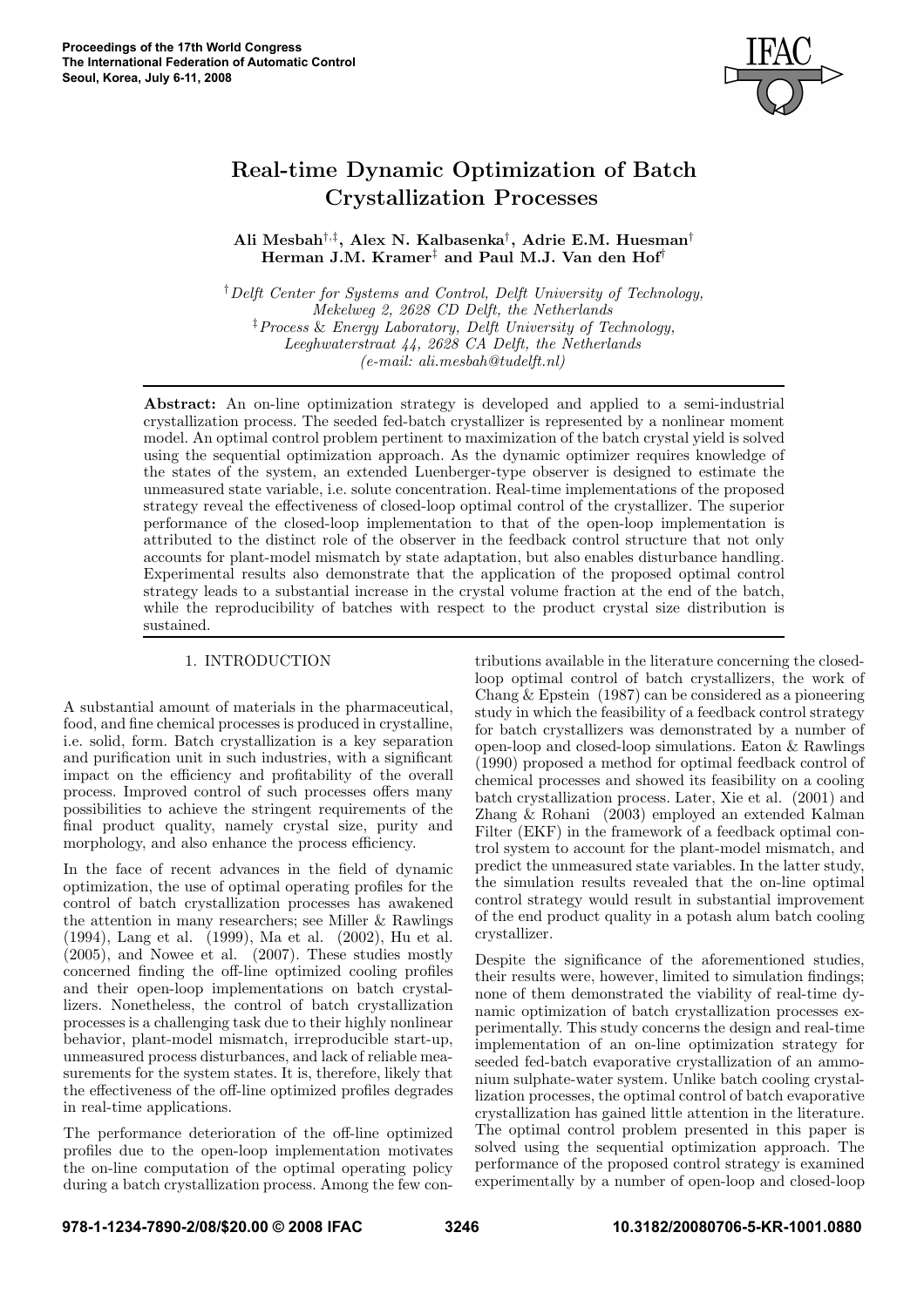# Real-time Dynamic Optimization of Batch Crystallization Processes

**Ali Mesbah[†,‡], Alex N. Kalbasenka[†], Adrie E.M. Huesman[†] Herman J.M. Kramer[‡] and Paul M.J. Van den Hof[†]**

[†] *Delft Center for Systems and Control, Delft University of Technology, Mekelweg 2, 2628 CD Delft, the Netherlands*
[‡] *Process & Energy Laboratory, Delft University of Technology, Leeghwaterstraat 44, 2628 CA Delft, the Netherlands (e-mail: ali.mesbah@tudelft.nl)*

**Abstract:** An on-line optimization strategy is developed and applied to a semi-industrial crystallization process. The seeded fed-batch crystallizer is represented by a nonlinear moment model. An optimal control problem pertinent to maximization of the batch crystal yield is solved using the sequential optimization approach. As the dynamic optimizer requires knowledge of the states of the system, an extended Luenberger-type observer is designed to estimate the unmeasured state variable, i.e. solute concentration. Real-time implementations of the proposed strategy reveal the effectiveness of closed-loop optimal control of the crystallizer. The superior performance of the closed-loop implementation to that of the open-loop implementation is attributed to the distinct role of the observer in the feedback control structure that not only accounts for plant-model mismatch by state adaptation, but also enables disturbance handling. Experimental results also demonstrate that the application of the proposed optimal control strategy leads to a substantial increase in the crystal volume fraction at the end of the batch, while the reproducibility of batches with respect to the product crystal size distribution is sustained.

## 1. INTRODUCTION

A substantial amount of materials in the pharmaceutical, food, and fine chemical processes is produced in crystalline, i.e. solid, form. Batch crystallization is a key separation and purification unit in such industries, with a significant impact on the efficiency and profitability of the overall process. Improved control of such processes offers many possibilities to achieve the stringent requirements of the final product quality, namely crystal size, purity and morphology, and also enhance the process efficiency.

In the face of recent advances in the field of dynamic optimization, the use of optimal operating profiles for the control of batch crystallization processes has awakened the attention in many researchers; see Miller & Rawlings (1994), Lang et al. (1999), Ma et al. (2002), Hu et al. (2005), and Nowee et al. (2007). These studies mostly concerned finding the off-line optimized cooling profiles and their open-loop implementations on batch crystallizers. Nonetheless, the control of batch crystallization processes is a challenging task due to their highly nonlinear behavior, plant-model mismatch, irreproducible start-up, unmeasured process disturbances, and lack of reliable measurements for the system states. It is, therefore, likely that the effectiveness of the off-line optimized profiles degrades in real-time applications.

The performance deterioration of the off-line optimized profiles due to the open-loop implementation motivates the on-line computation of the optimal operating policy during a batch crystallization process. Among the few contributions available in the literature concerning the closed-loop optimal control of batch crystallizers, the work of Chang & Epstein (1987) can be considered as a pioneering study in which the feasibility of a feedback control strategy for batch crystallizers was demonstrated by a number of open-loop and closed-loop simulations. Eaton & Rawlings (1990) proposed a method for optimal feedback control of chemical processes and showed its feasibility on a cooling batch crystallization process. Later, Xie et al. (2001) and Zhang & Rohani (2003) employed an extended Kalman Filter (EKF) in the framework of a feedback optimal control system to account for the plant-model mismatch, and predict the unmeasured state variables. In the latter study, the simulation results revealed that the on-line optimal control strategy would result in substantial improvement of the end product quality in a potash alum batch cooling crystallizer.

Despite the significance of the aforementioned studies, their results were, however, limited to simulation findings; none of them demonstrated the viability of real-time dynamic optimization of batch crystallization processes experimentally. This study concerns the design and real-time implementation of an on-line optimization strategy for seeded fed-batch evaporative crystallization of an ammonium sulphate-water system. Unlike batch cooling crystallization processes, the optimal control of batch evaporative crystallization has gained little attention in the literature. The optimal control problem presented in this paper is solved using the sequential optimization approach. The performance of the proposed control strategy is examined experimentally by a number of open-loop and closed-loop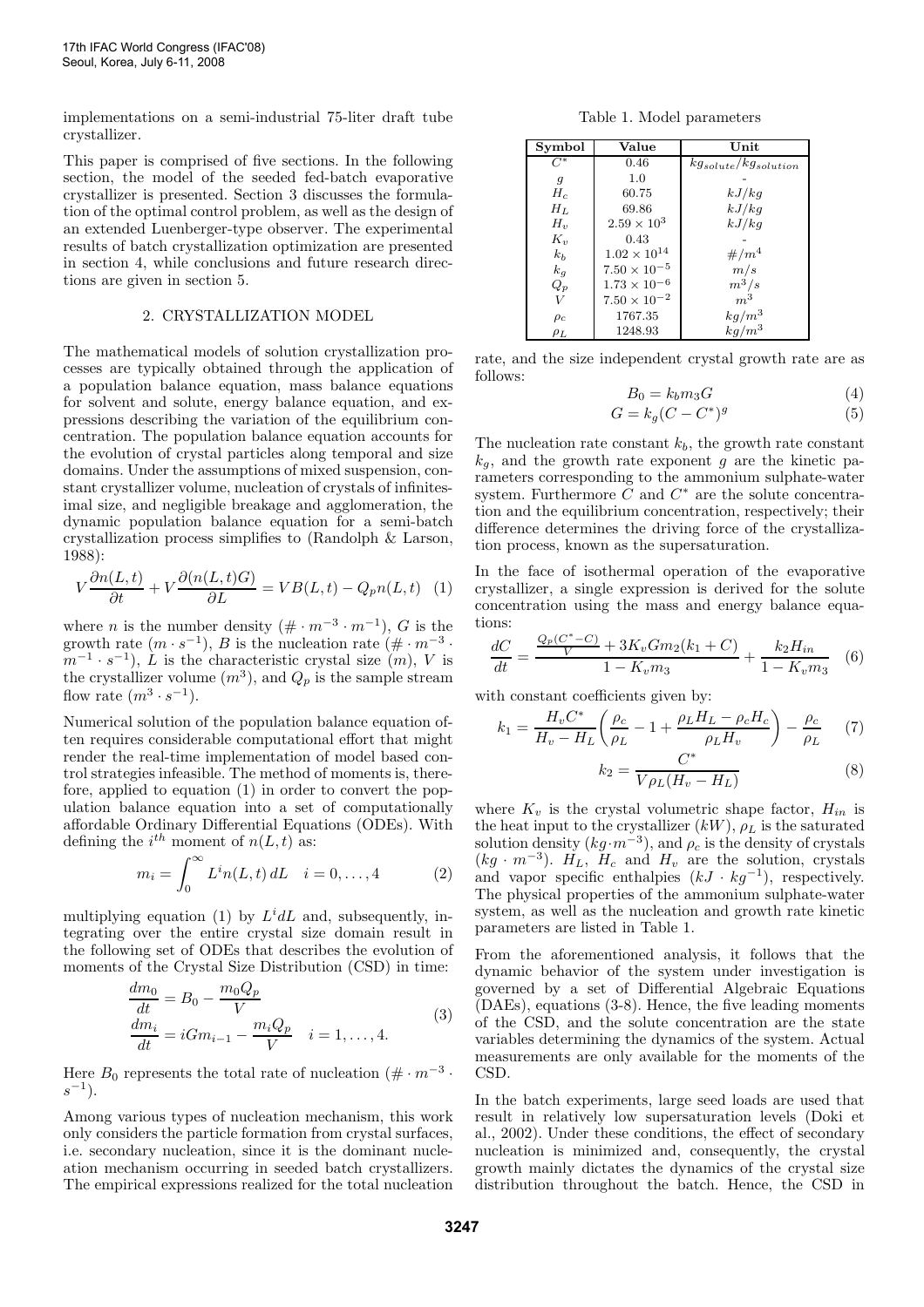implementations on a semi-industrial 75-liter draft tube crystallizer.

This paper is comprised of five sections. In the following section, the model of the seeded fed-batch evaporative crystallizer is presented. Section 3 discusses the formulation of the optimal control problem, as well as the design of an extended Luenberger-type observer. The experimental results of batch crystallization optimization are presented in section 4, while conclusions and future research directions are given in section 5.

## 2. CRYSTALLIZATION MODEL

The mathematical models of solution crystallization processes are typically obtained through the application of a population balance equation, mass balance equations for solvent and solute, energy balance equation, and expressions describing the variation of the equilibrium concentration. The population balance equation accounts for the evolution of crystal particles along temporal and size domains. Under the assumptions of mixed suspension, constant crystallizer volume, nucleation of crystals of infinitesimal size, and negligible breakage and agglomeration, the dynamic population balance equation for a semi-batch crystallization process simplifies to (Randolph & Larson, 1988):

$$V\frac{\partial n(L,t)}{\partial t} + V\frac{\partial (n(L,t)G)}{\partial L} = VB(L,t) - Q_p n(L,t) \quad (1)$$

where $n$ is the number density ($\# \cdot m^{-3} \cdot m^{-1}$), $G$ is the growth rate ($m \cdot s^{-1}$), $B$ is the nucleation rate ($\# \cdot m^{-3} \cdot m^{-1} \cdot s^{-1}$), $L$ is the characteristic crystal size ($m$), $V$ is the crystallizer volume ($m^3$), and $Q_p$ is the sample stream flow rate ($m^3 \cdot s^{-1}$).

Numerical solution of the population balance equation often requires considerable computational effort that might render the real-time implementation of model based control strategies infeasible. The method of moments is, therefore, applied to equation (1) in order to convert the population balance equation into a set of computationally affordable Ordinary Differential Equations (ODEs). With defining the $i^{th}$ moment of $n(L,t)$ as:

$$m_i = \int_0^\infty L^i n(L,t)\, dL \quad i = 0, \ldots, 4 \quad (2)$$

multiplying equation (1) by $L^i dL$ and, subsequently, integrating over the entire crystal size domain result in the following set of ODEs that describes the evolution of moments of the Crystal Size Distribution (CSD) in time:

$$\begin{aligned} \frac{dm_0}{dt} &= B_0 - \frac{m_0 Q_p}{V} \\ \frac{dm_i}{dt} &= iGm_{i-1} - \frac{m_i Q_p}{V} \quad i = 1, \ldots, 4. \end{aligned} \quad (3)$$

Here $B_0$ represents the total rate of nucleation ($\# \cdot m^{-3} \cdot s^{-1}$).

Among various types of nucleation mechanism, this work only considers the particle formation from crystal surfaces, i.e. secondary nucleation, since it is the dominant nucleation mechanism occurring in seeded batch crystallizers. The empirical expressions realized for the total nucleation rate, and the size independent crystal growth rate are as follows:

Table 1. Model parameters

| Symbol | Value | Unit |
|---|---|---|
| $C^*$ | 0.46 | $kg_{solute}/kg_{solution}$ |
| $g$ | 1.0 | - |
| $H_c$ | 60.75 | $kJ/kg$ |
| $H_L$ | 69.86 | $kJ/kg$ |
| $H_v$ | $2.59 \times 10^3$ | $kJ/kg$ |
| $K_v$ | 0.43 | - |
| $k_b$ | $1.02 \times 10^{14}$ | $\#/m^4$ |
| $k_g$ | $7.50 \times 10^{-5}$ | $m/s$ |
| $Q_p$ | $1.73 \times 10^{-6}$ | $m^3/s$ |
| $V$ | $7.50 \times 10^{-2}$ | $m^3$ |
| $\rho_c$ | 1767.35 | $kg/m^3$ |
| $\rho_L$ | 1248.93 | $kg/m^3$ |

$$B_0 = k_b m_3 G \quad (4)$$

$$G = k_g (C - C^*)^g \quad (5)$$

The nucleation rate constant $k_b$, the growth rate constant $k_g$, and the growth rate exponent $g$ are the kinetic parameters corresponding to the ammonium sulphate-water system. Furthermore $C$ and $C^*$ are the solute concentration and the equilibrium concentration, respectively; their difference determines the driving force of the crystallization process, known as the supersaturation.

In the face of isothermal operation of the evaporative crystallizer, a single expression is derived for the solute concentration using the mass and energy balance equations:

$$\frac{dC}{dt} = \frac{\frac{Q_p(C^*-C)}{V} + 3K_v G m_2 (k_1 + C)}{1 - K_v m_3} + \frac{k_2 H_{in}}{1 - K_v m_3} \quad (6)$$

with constant coefficients given by:

$$k_1 = \frac{H_v C^*}{H_v - H_L}\left(\frac{\rho_c}{\rho_L} - 1 + \frac{\rho_L H_L - \rho_c H_c}{\rho_L H_v}\right) - \frac{\rho_c}{\rho_L} \quad (7)$$

$$k_2 = \frac{C^*}{V\rho_L (H_v - H_L)} \quad (8)$$

where $K_v$ is the crystal volumetric shape factor, $H_{in}$ is the heat input to the crystallizer ($kW$), $\rho_L$ is the saturated solution density ($kg \cdot m^{-3}$), and $\rho_c$ is the density of crystals ($kg \cdot m^{-3}$). $H_L$, $H_c$ and $H_v$ are the solution, crystals and vapor specific enthalpies ($kJ \cdot kg^{-1}$), respectively. The physical properties of the ammonium sulphate-water system, as well as the nucleation and growth rate kinetic parameters are listed in Table 1.

From the aforementioned analysis, it follows that the dynamic behavior of the system under investigation is governed by a set of Differential Algebraic Equations (DAEs), equations (3-8). Hence, the five leading moments of the CSD, and the solute concentration are the state variables determining the dynamics of the system. Actual measurements are only available for the moments of the CSD.

In the batch experiments, large seed loads are used that result in relatively low supersaturation levels (Doki et al., 2002). Under these conditions, the effect of secondary nucleation is minimized and, consequently, the crystal growth mainly dictates the dynamics of the crystal size distribution throughout the batch. Hence, the CSD in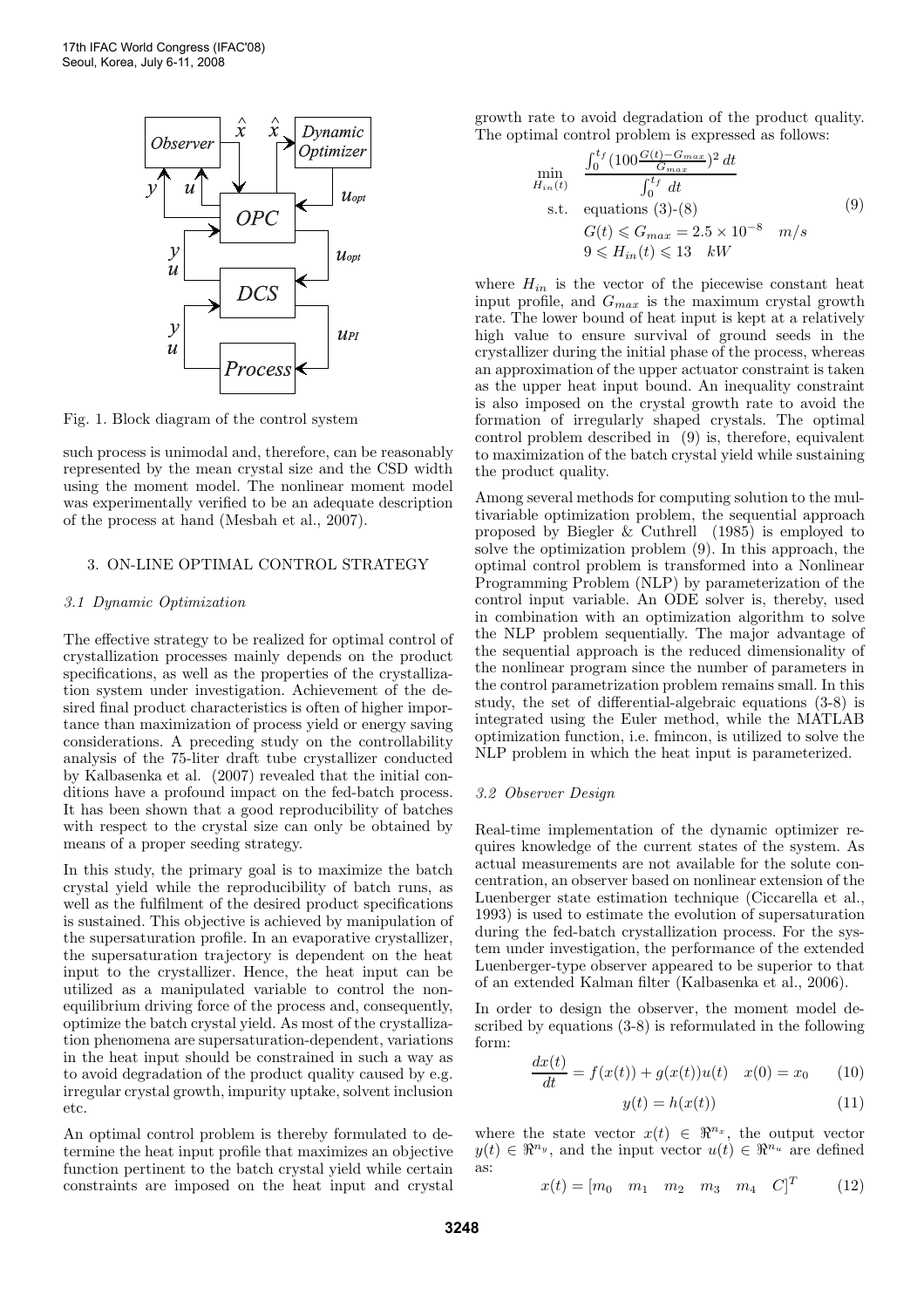Fig. 1. Block diagram of the control system

such process is unimodal and, therefore, can be reasonably represented by the mean crystal size and the CSD width using the moment model. The nonlinear moment model was experimentally verified to be an adequate description of the process at hand (Mesbah et al., 2007).

## 3. ON-LINE OPTIMAL CONTROL STRATEGY

### *3.1 Dynamic Optimization*

The effective strategy to be realized for optimal control of crystallization processes mainly depends on the product specifications, as well as the properties of the crystallization system under investigation. Achievement of the desired final product characteristics is often of higher importance than maximization of process yield or energy saving considerations. A preceding study on the controllability analysis of the 75-liter draft tube crystallizer conducted by Kalbasenka et al. (2007) revealed that the initial conditions have a profound impact on the fed-batch process. It has been shown that a good reproducibility of batches with respect to the crystal size can only be obtained by means of a proper seeding strategy.

In this study, the primary goal is to maximize the batch crystal yield while the reproducibility of batch runs, as well as the fulfilment of the desired product specifications is sustained. This objective is achieved by manipulation of the supersaturation profile. In an evaporative crystallizer, the supersaturation trajectory is dependent on the heat input to the crystallizer. Hence, the heat input can be utilized as a manipulated variable to control the non-equilibrium driving force of the process and, consequently, optimize the batch crystal yield. As most of the crystallization phenomena are supersaturation-dependent, variations in the heat input should be constrained in such a way as to avoid degradation of the product quality caused by e.g. irregular crystal growth, impurity uptake, solvent inclusion etc.

An optimal control problem is thereby formulated to determine the heat input profile that maximizes an objective function pertinent to the batch crystal yield while certain constraints are imposed on the heat input and crystal growth rate to avoid degradation of the product quality. The optimal control problem is expressed as follows:

$$
\begin{aligned}
\min_{H_{in}(t)} \quad & \frac{\int_0^{t_f} (100\frac{G(t)-G_{max}}{G_{max}})^2 \, dt}{\int_0^{t_f} \, dt} \\
\text{s.t.} \quad & \text{equations (3)-(8)} \\
& G(t) \leqslant G_{max} = 2.5 \times 10^{-8} \quad m/s \\
& 9 \leqslant H_{in}(t) \leqslant 13 \quad kW
\end{aligned}
\tag{9}
$$

where $H_{in}$ is the vector of the piecewise constant heat input profile, and $G_{max}$ is the maximum crystal growth rate. The lower bound of heat input is kept at a relatively high value to ensure survival of ground seeds in the crystallizer during the initial phase of the process, whereas an approximation of the upper actuator constraint is taken as the upper heat input bound. An inequality constraint is also imposed on the crystal growth rate to avoid the formation of irregularly shaped crystals. The optimal control problem described in (9) is, therefore, equivalent to maximization of the batch crystal yield while sustaining the product quality.

Among several methods for computing solution to the multivariable optimization problem, the sequential approach proposed by Biegler & Cuthrell (1985) is employed to solve the optimization problem (9). In this approach, the optimal control problem is transformed into a Nonlinear Programming Problem (NLP) by parameterization of the control input variable. An ODE solver is, thereby, used in combination with an optimization algorithm to solve the NLP problem sequentially. The major advantage of the sequential approach is the reduced dimensionality of the nonlinear program since the number of parameters in the control parametrization problem remains small. In this study, the set of differential-algebraic equations (3-8) is integrated using the Euler method, while the MATLAB optimization function, i.e. fmincon, is utilized to solve the NLP problem in which the heat input is parameterized.

### *3.2 Observer Design*

Real-time implementation of the dynamic optimizer requires knowledge of the current states of the system. As actual measurements are not available for the solute concentration, an observer based on nonlinear extension of the Luenberger state estimation technique (Ciccarella et al., 1993) is used to estimate the evolution of supersaturation during the fed-batch crystallization process. For the system under investigation, the performance of the extended Luenberger-type observer appeared to be superior to that of an extended Kalman filter (Kalbasenka et al., 2006).

In order to design the observer, the moment model described by equations (3-8) is reformulated in the following form:

$$\frac{dx(t)}{dt} = f(x(t)) + g(x(t))u(t) \quad x(0) = x_0 \tag{10}$$

$$y(t) = h(x(t)) \tag{11}$$

where the state vector $x(t) \in \Re^{n_x}$, the output vector $y(t) \in \Re^{n_y}$, and the input vector $u(t) \in \Re^{n_u}$ are defined as:

$$x(t) = [m_0 \quad m_1 \quad m_2 \quad m_3 \quad m_4 \quad C]^T \tag{12}$$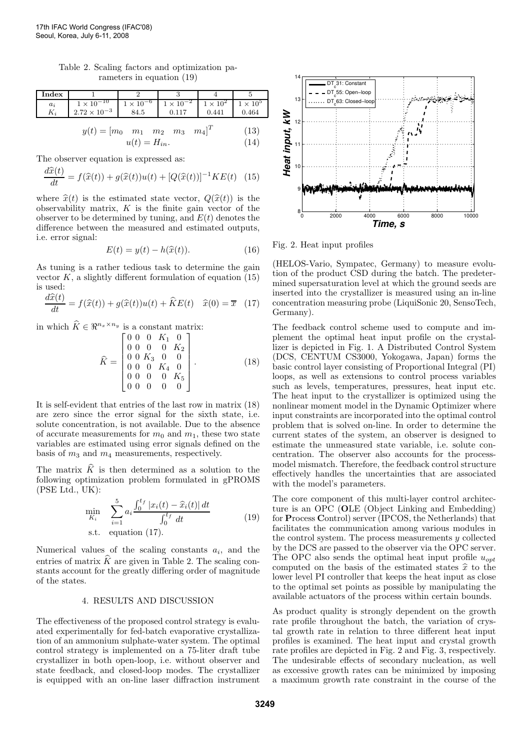Table 2. Scaling factors and optimization parameters in equation (19)

| Index | 1 | 2 | 3 | 4 | 5 |
|---|---|---|---|---|---|
| $a_i$ | $1 \times 10^{-10}$ | $1 \times 10^{-6}$ | $1 \times 10^{-2}$ | $1 \times 10^{2}$ | $1 \times 10^{5}$ |
| $K_i$ | $2.72 \times 10^{-3}$ | 84.5 | 0.117 | 0.441 | 0.464 |

$$y(t) = [m_0 \quad m_1 \quad m_2 \quad m_3 \quad m_4]^T \tag{13}$$

$$u(t) = H_{in}. \tag{14}$$

The observer equation is expressed as:

$$\frac{d\widehat{x}(t)}{dt} = f(\widehat{x}(t)) + g(\widehat{x}(t))u(t) + [Q(\widehat{x}(t))]^{-1}KE(t) \tag{15}$$

where $\widehat{x}(t)$ is the estimated state vector, $Q(\widehat{x}(t))$ is the observability matrix, $K$ is the finite gain vector of the observer to be determined by tuning, and $E(t)$ denotes the difference between the measured and estimated outputs, i.e. error signal:

$$E(t) = y(t) - h(\widehat{x}(t)). \tag{16}$$

As tuning is a rather tedious task to determine the gain vector $K$, a slightly different formulation of equation (15) is used:

$$\frac{d\widehat{x}(t)}{dt} = f(\widehat{x}(t)) + g(\widehat{x}(t))u(t) + \widehat{K}E(t) \quad \widehat{x}(0) = \overline{x} \tag{17}$$

in which $\widehat{K} \in \Re^{n_x \times n_y}$ is a constant matrix:

$$\widehat{K} = \begin{bmatrix} 0 & 0 & 0 & K_1 & 0 \\ 0 & 0 & 0 & 0 & K_2 \\ 0 & 0 & K_3 & 0 & 0 \\ 0 & 0 & 0 & K_4 & 0 \\ 0 & 0 & 0 & 0 & K_5 \\ 0 & 0 & 0 & 0 & 0 \end{bmatrix}. \tag{18}$$

It is self-evident that entries of the last row in matrix (18) are zero since the error signal for the sixth state, i.e. solute concentration, is not available. Due to the absence of accurate measurements for $m_0$ and $m_1$, these two state variables are estimated using error signals defined on the basis of $m_3$ and $m_4$ measurements, respectively.

The matrix $\widehat{K}$ is then determined as a solution to the following optimization problem formulated in gPROMS (PSE Ltd., UK):

$$\min_{K_i} \quad \sum_{i=1}^{5} a_i \frac{\int_0^{t_f} |x_i(t) - \widehat{x}_i(t)|\, dt}{\int_0^{t_f} dt} \tag{19}$$
$$\text{s.t.} \quad \text{equation (17).}$$

Numerical values of the scaling constants $a_i$, and the entries of matrix $\widehat{K}$ are given in Table 2. The scaling constants account for the greatly differing order of magnitude of the states.

## 4. RESULTS AND DISCUSSION

The effectiveness of the proposed control strategy is evaluated experimentally for fed-batch evaporative crystallization of an ammonium sulphate-water system. The optimal control strategy is implemented on a 75-liter draft tube crystallizer in both open-loop, i.e. without observer and state feedback, and closed-loop modes. The crystallizer is equipped with an on-line laser diffraction instrument (HELOS-Vario, Sympatec, Germany) to measure evolution of the product CSD during the batch. The predetermined supersaturation level at which the ground seeds are inserted into the crystallizer is measured using an in-line concentration measuring probe (LiquiSonic 20, SensoTech, Germany).

Fig. 2. Heat input profiles

The feedback control scheme used to compute and implement the optimal heat input profile on the crystallizer is depicted in Fig. 1. A Distributed Control System (DCS, CENTUM CS3000, Yokogawa, Japan) forms the basic control layer consisting of Proportional Integral (PI) loops, as well as extensions to control process variables such as levels, temperatures, pressures, heat input etc. The heat input to the crystallizer is optimized using the nonlinear moment model in the Dynamic Optimizer where input constraints are incorporated into the optimal control problem that is solved on-line. In order to determine the current states of the system, an observer is designed to estimate the unmeasured state variable, i.e. solute concentration. The observer also accounts for the process-model mismatch. Therefore, the feedback control structure effectively handles the uncertainties that are associated with the model's parameters.

The core component of this multi-layer control architecture is an OPC (**O**LE (Object Linking and Embedding) for **P**rocess **C**ontrol) server (IPCOS, the Netherlands) that facilitates the communication among various modules in the control system. The process measurements $y$ collected by the DCS are passed to the observer via the OPC server. The OPC also sends the optimal heat input profile $u_{opt}$ computed on the basis of the estimated states $\widehat{x}$ to the lower level PI controller that keeps the heat input as close to the optimal set points as possible by manipulating the available actuators of the process within certain bounds.

As product quality is strongly dependent on the growth rate profile throughout the batch, the variation of crystal growth rate in relation to three different heat input profiles is examined. The heat input and crystal growth rate profiles are depicted in Fig. 2 and Fig. 3, respectively. The undesirable effects of secondary nucleation, as well as excessive growth rates can be minimized by imposing a maximum growth rate constraint in the course of the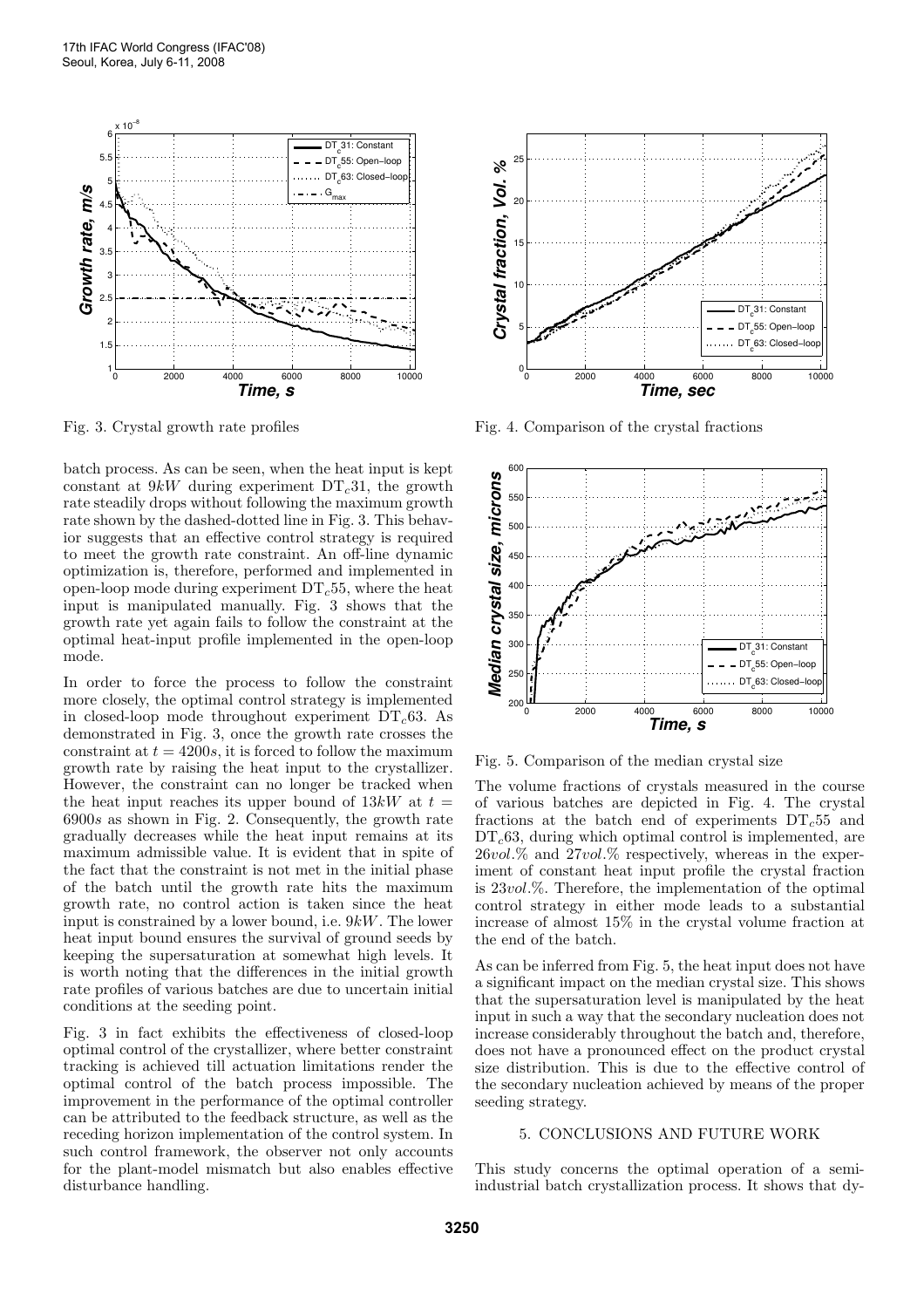Fig. 3. Crystal growth rate profiles

Fig. 4. Comparison of the crystal fractions

batch process. As can be seen, when the heat input is kept constant at $9kW$ during experiment $\mathrm{DT}_c31$, the growth rate steadily drops without following the maximum growth rate shown by the dashed-dotted line in Fig. 3. This behavior suggests that an effective control strategy is required to meet the growth rate constraint. An off-line dynamic optimization is, therefore, performed and implemented in open-loop mode during experiment $\mathrm{DT}_c55$, where the heat input is manipulated manually. Fig. 3 shows that the growth rate yet again fails to follow the constraint at the optimal heat-input profile implemented in the open-loop mode.

In order to force the process to follow the constraint more closely, the optimal control strategy is implemented in closed-loop mode throughout experiment $\mathrm{DT}_c63$. As demonstrated in Fig. 3, once the growth rate crosses the constraint at $t = 4200s$, it is forced to follow the maximum growth rate by raising the heat input to the crystallizer. However, the constraint can no longer be tracked when the heat input reaches its upper bound of $13kW$ at $t = 6900s$ as shown in Fig. 2. Consequently, the growth rate gradually decreases while the heat input remains at its maximum admissible value. It is evident that in spite of the fact that the constraint is not met in the initial phase of the batch until the growth rate hits the maximum growth rate, no control action is taken since the heat input is constrained by a lower bound, i.e. $9kW$. The lower heat input bound ensures the survival of ground seeds by keeping the supersaturation at somewhat high levels. It is worth noting that the differences in the initial growth rate profiles of various batches are due to uncertain initial conditions at the seeding point.

Fig. 3 in fact exhibits the effectiveness of closed-loop optimal control of the crystallizer, where better constraint tracking is achieved till actuation limitations render the optimal control of the batch process impossible. The improvement in the performance of the optimal controller can be attributed to the feedback structure, as well as the receding horizon implementation of the control system. In such control framework, the observer not only accounts for the plant-model mismatch but also enables effective disturbance handling.

Fig. 5. Comparison of the median crystal size

The volume fractions of crystals measured in the course of various batches are depicted in Fig. 4. The crystal fractions at the batch end of experiments $\mathrm{DT}_c55$ and $\mathrm{DT}_c63$, during which optimal control is implemented, are $26vol.\%$ and $27vol.\%$ respectively, whereas in the experiment of constant heat input profile the crystal fraction is $23vol.\%$. Therefore, the implementation of the optimal control strategy in either mode leads to a substantial increase of almost 15% in the crystal volume fraction at the end of the batch.

As can be inferred from Fig. 5, the heat input does not have a significant impact on the median crystal size. This shows that the supersaturation level is manipulated by the heat input in such a way that the secondary nucleation does not increase considerably throughout the batch and, therefore, does not have a pronounced effect on the product crystal size distribution. This is due to the effective control of the secondary nucleation achieved by means of the proper seeding strategy.

## 5. CONCLUSIONS AND FUTURE WORK

This study concerns the optimal operation of a semi-industrial batch crystallization process. It shows that dy-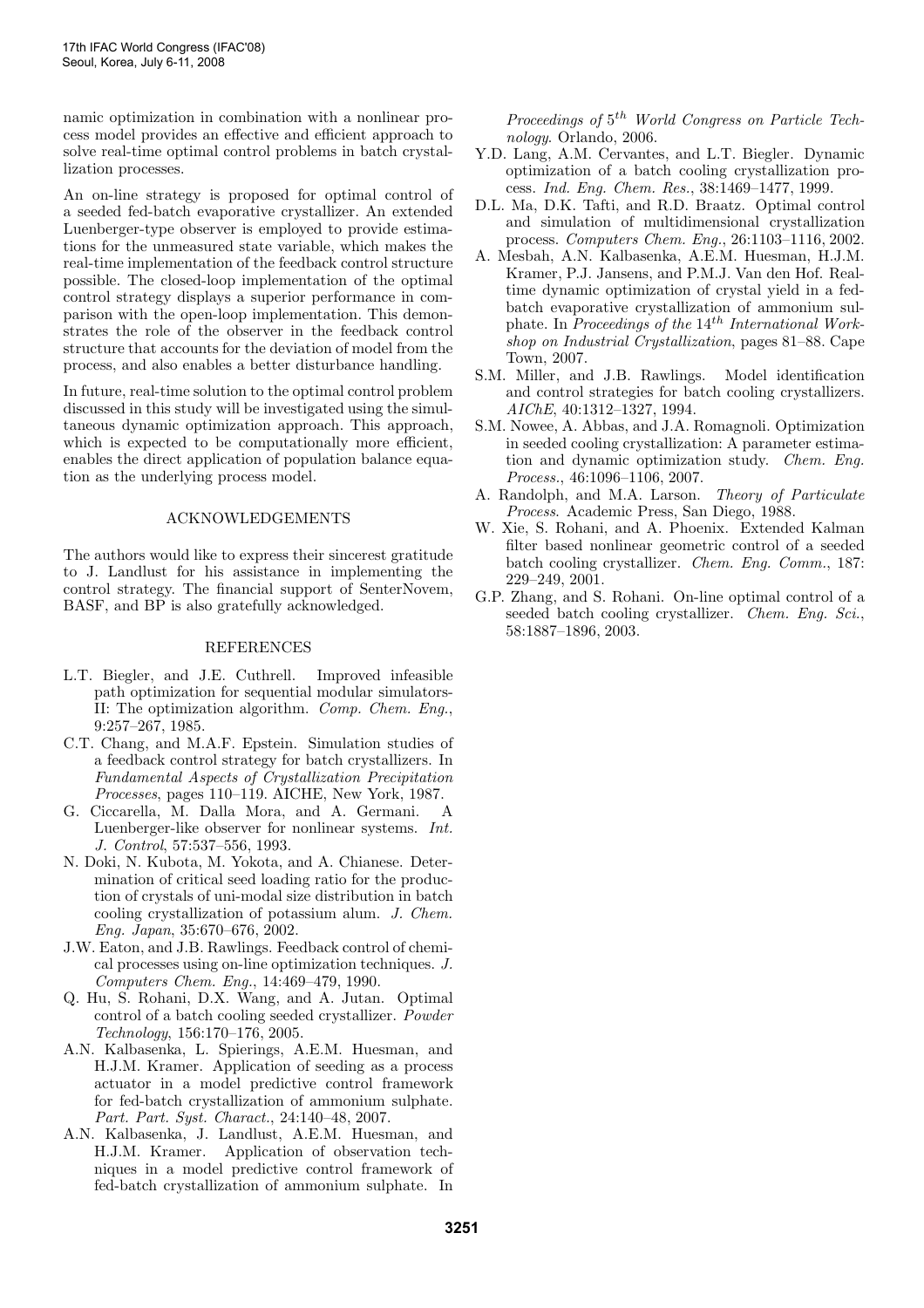namic optimization in combination with a nonlinear process model provides an effective and efficient approach to solve real-time optimal control problems in batch crystallization processes.

An on-line strategy is proposed for optimal control of a seeded fed-batch evaporative crystallizer. An extended Luenberger-type observer is employed to provide estimations for the unmeasured state variable, which makes the real-time implementation of the feedback control structure possible. The closed-loop implementation of the optimal control strategy displays a superior performance in comparison with the open-loop implementation. This demonstrates the role of the observer in the feedback control structure that accounts for the deviation of model from the process, and also enables a better disturbance handling.

In future, real-time solution to the optimal control problem discussed in this study will be investigated using the simultaneous dynamic optimization approach. This approach, which is expected to be computationally more efficient, enables the direct application of population balance equation as the underlying process model.

## ACKNOWLEDGEMENTS

The authors would like to express their sincerest gratitude to J. Landlust for his assistance in implementing the control strategy. The financial support of SenterNovem, BASF, and BP is also gratefully acknowledged.

## REFERENCES

- L.T. Biegler, and J.E. Cuthrell. Improved infeasible path optimization for sequential modular simulators-II: The optimization algorithm. *Comp. Chem. Eng.*, 9:257–267, 1985.
- C.T. Chang, and M.A.F. Epstein. Simulation studies of a feedback control strategy for batch crystallizers. In *Fundamental Aspects of Crystallization Precipitation Processes*, pages 110–119. AICHE, New York, 1987.
- G. Ciccarella, M. Dalla Mora, and A. Germani. A Luenberger-like observer for nonlinear systems. *Int. J. Control*, 57:537–556, 1993.
- N. Doki, N. Kubota, M. Yokota, and A. Chianese. Determination of critical seed loading ratio for the production of crystals of uni-modal size distribution in batch cooling crystallization of potassium alum. *J. Chem. Eng. Japan*, 35:670–676, 2002.
- J.W. Eaton, and J.B. Rawlings. Feedback control of chemical processes using on-line optimization techniques. *J. Computers Chem. Eng.*, 14:469–479, 1990.
- Q. Hu, S. Rohani, D.X. Wang, and A. Jutan. Optimal control of a batch cooling seeded crystallizer. *Powder Technology*, 156:170–176, 2005.
- A.N. Kalbasenka, L. Spierings, A.E.M. Huesman, and H.J.M. Kramer. Application of seeding as a process actuator in a model predictive control framework for fed-batch crystallization of ammonium sulphate. *Part. Part. Syst. Charact.*, 24:140–48, 2007.
- A.N. Kalbasenka, J. Landlust, A.E.M. Huesman, and H.J.M. Kramer. Application of observation techniques in a model predictive control framework of fed-batch crystallization of ammonium sulphate. In *Proceedings of* $5^{th}$ *World Congress on Particle Technology*. Orlando, 2006.
- Y.D. Lang, A.M. Cervantes, and L.T. Biegler. Dynamic optimization of a batch cooling crystallization process. *Ind. Eng. Chem. Res.*, 38:1469–1477, 1999.
- D.L. Ma, D.K. Tafti, and R.D. Braatz. Optimal control and simulation of multidimensional crystallization process. *Computers Chem. Eng.*, 26:1103–1116, 2002.
- A. Mesbah, A.N. Kalbasenka, A.E.M. Huesman, H.J.M. Kramer, P.J. Jansens, and P.M.J. Van den Hof. Real-time dynamic optimization of crystal yield in a fed-batch evaporative crystallization of ammonium sulphate. In *Proceedings of the* $14^{th}$ *International Workshop on Industrial Crystallization*, pages 81–88. Cape Town, 2007.
- S.M. Miller, and J.B. Rawlings. Model identification and control strategies for batch cooling crystallizers. *AIChE*, 40:1312–1327, 1994.
- S.M. Nowee, A. Abbas, and J.A. Romagnoli. Optimization in seeded cooling crystallization: A parameter estimation and dynamic optimization study. *Chem. Eng. Process.*, 46:1096–1106, 2007.
- A. Randolph, and M.A. Larson. *Theory of Particulate Process*. Academic Press, San Diego, 1988.
- W. Xie, S. Rohani, and A. Phoenix. Extended Kalman filter based nonlinear geometric control of a seeded batch cooling crystallizer. *Chem. Eng. Comm.*, 187: 229–249, 2001.
- G.P. Zhang, and S. Rohani. On-line optimal control of a seeded batch cooling crystallizer. *Chem. Eng. Sci.*, 58:1887–1896, 2003.